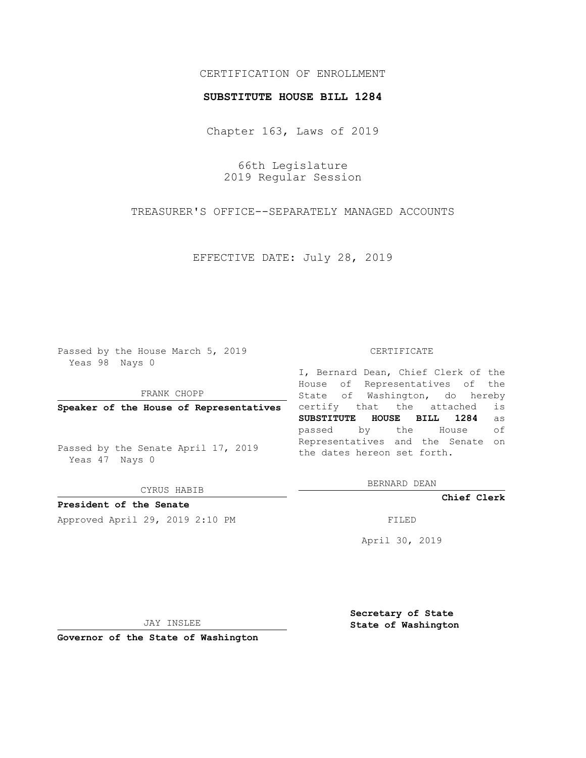CERTIFICATION OF ENROLLMENT

**SUBSTITUTE HOUSE BILL 1284**

Chapter 163, Laws of 2019

66th Legislature
2019 Regular Session

TREASURER'S OFFICE--SEPARATELY MANAGED ACCOUNTS

EFFECTIVE DATE: July 28, 2019

Passed by the House March 5, 2019
Yeas 98 Nays 0

FRANK CHOPP

**Speaker of the House of Representatives**

Passed by the Senate April 17, 2019
Yeas 47 Nays 0

CYRUS HABIB

**President of the Senate**

Approved April 29, 2019 2:10 PM

JAY INSLEE

**Governor of the State of Washington**

CERTIFICATE

I, Bernard Dean, Chief Clerk of the House of Representatives of the State of Washington, do hereby certify that the attached is **SUBSTITUTE HOUSE BILL 1284** as passed by the House of Representatives and the Senate on the dates hereon set forth.

BERNARD DEAN

**Chief Clerk**

FILED

April 30, 2019

**Secretary of State**
**State of Washington**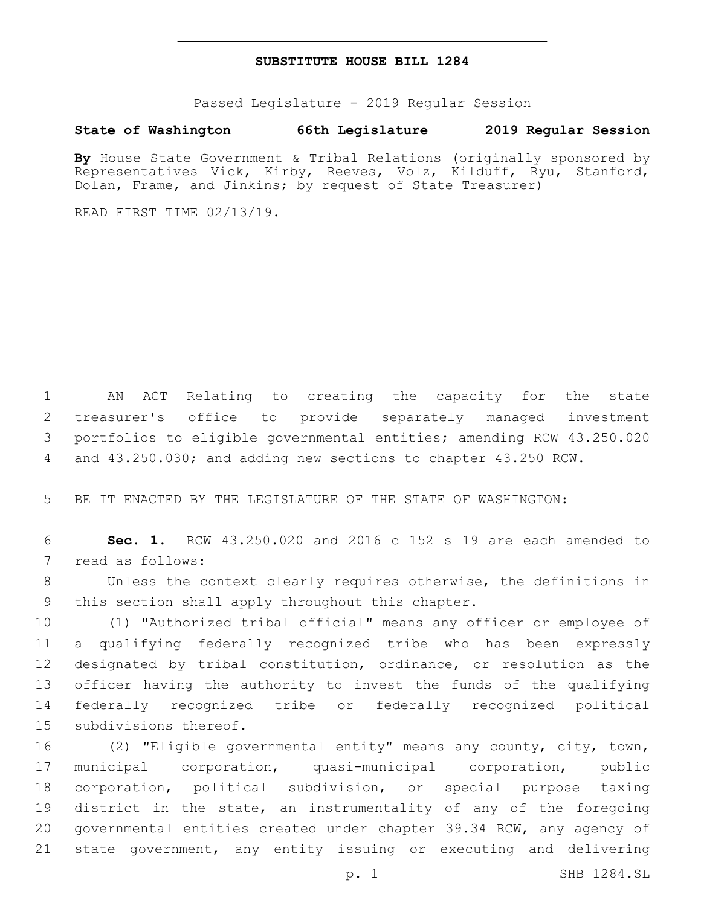# SUBSTITUTE HOUSE BILL 1284

Passed Legislature - 2019 Regular Session

**State of Washington 66th Legislature 2019 Regular Session**

**By** House State Government & Tribal Relations (originally sponsored by Representatives Vick, Kirby, Reeves, Volz, Kilduff, Ryu, Stanford, Dolan, Frame, and Jinkins; by request of State Treasurer)

READ FIRST TIME 02/13/19.

AN ACT Relating to creating the capacity for the state treasurer's office to provide separately managed investment portfolios to eligible governmental entities; amending RCW 43.250.020 and 43.250.030; and adding new sections to chapter 43.250 RCW.

BE IT ENACTED BY THE LEGISLATURE OF THE STATE OF WASHINGTON:

**Sec. 1.** RCW 43.250.020 and 2016 c 152 s 19 are each amended to read as follows:

Unless the context clearly requires otherwise, the definitions in this section shall apply throughout this chapter.

(1) "Authorized tribal official" means any officer or employee of a qualifying federally recognized tribe who has been expressly designated by tribal constitution, ordinance, or resolution as the officer having the authority to invest the funds of the qualifying federally recognized tribe or federally recognized political subdivisions thereof.

(2) "Eligible governmental entity" means any county, city, town, municipal corporation, quasi-municipal corporation, public corporation, political subdivision, or special purpose taxing district in the state, an instrumentality of any of the foregoing governmental entities created under chapter 39.34 RCW, any agency of state government, any entity issuing or executing and delivering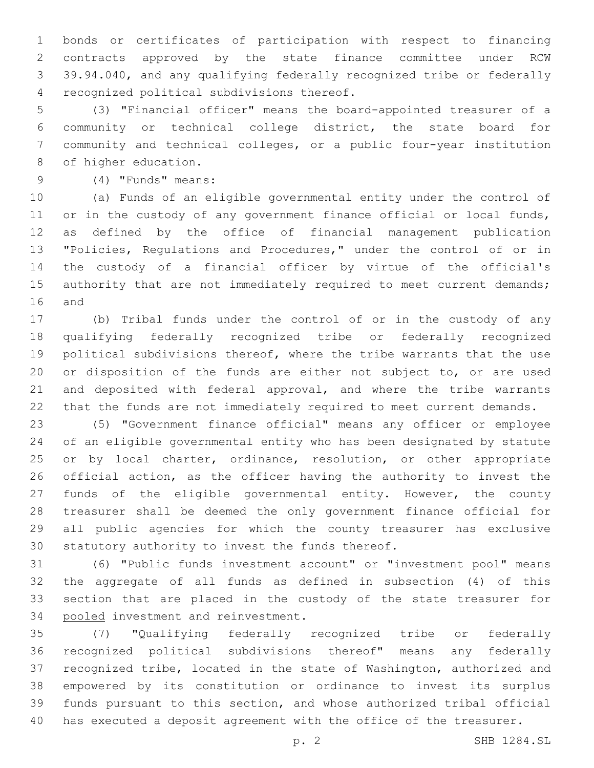bonds or certificates of participation with respect to financing contracts approved by the state finance committee under RCW 39.94.040, and any qualifying federally recognized tribe or federally recognized political subdivisions thereof.

(3) "Financial officer" means the board-appointed treasurer of a community or technical college district, the state board for community and technical colleges, or a public four-year institution of higher education.

(4) "Funds" means:

(a) Funds of an eligible governmental entity under the control of or in the custody of any government finance official or local funds, as defined by the office of financial management publication "Policies, Regulations and Procedures," under the control of or in the custody of a financial officer by virtue of the official's authority that are not immediately required to meet current demands; and

(b) Tribal funds under the control of or in the custody of any qualifying federally recognized tribe or federally recognized political subdivisions thereof, where the tribe warrants that the use or disposition of the funds are either not subject to, or are used and deposited with federal approval, and where the tribe warrants that the funds are not immediately required to meet current demands.

(5) "Government finance official" means any officer or employee of an eligible governmental entity who has been designated by statute or by local charter, ordinance, resolution, or other appropriate official action, as the officer having the authority to invest the funds of the eligible governmental entity. However, the county treasurer shall be deemed the only government finance official for all public agencies for which the county treasurer has exclusive statutory authority to invest the funds thereof.

(6) "Public funds investment account" or "investment pool" means the aggregate of all funds as defined in subsection (4) of this section that are placed in the custody of the state treasurer for pooled investment and reinvestment.

(7) "Qualifying federally recognized tribe or federally recognized political subdivisions thereof" means any federally recognized tribe, located in the state of Washington, authorized and empowered by its constitution or ordinance to invest its surplus funds pursuant to this section, and whose authorized tribal official has executed a deposit agreement with the office of the treasurer.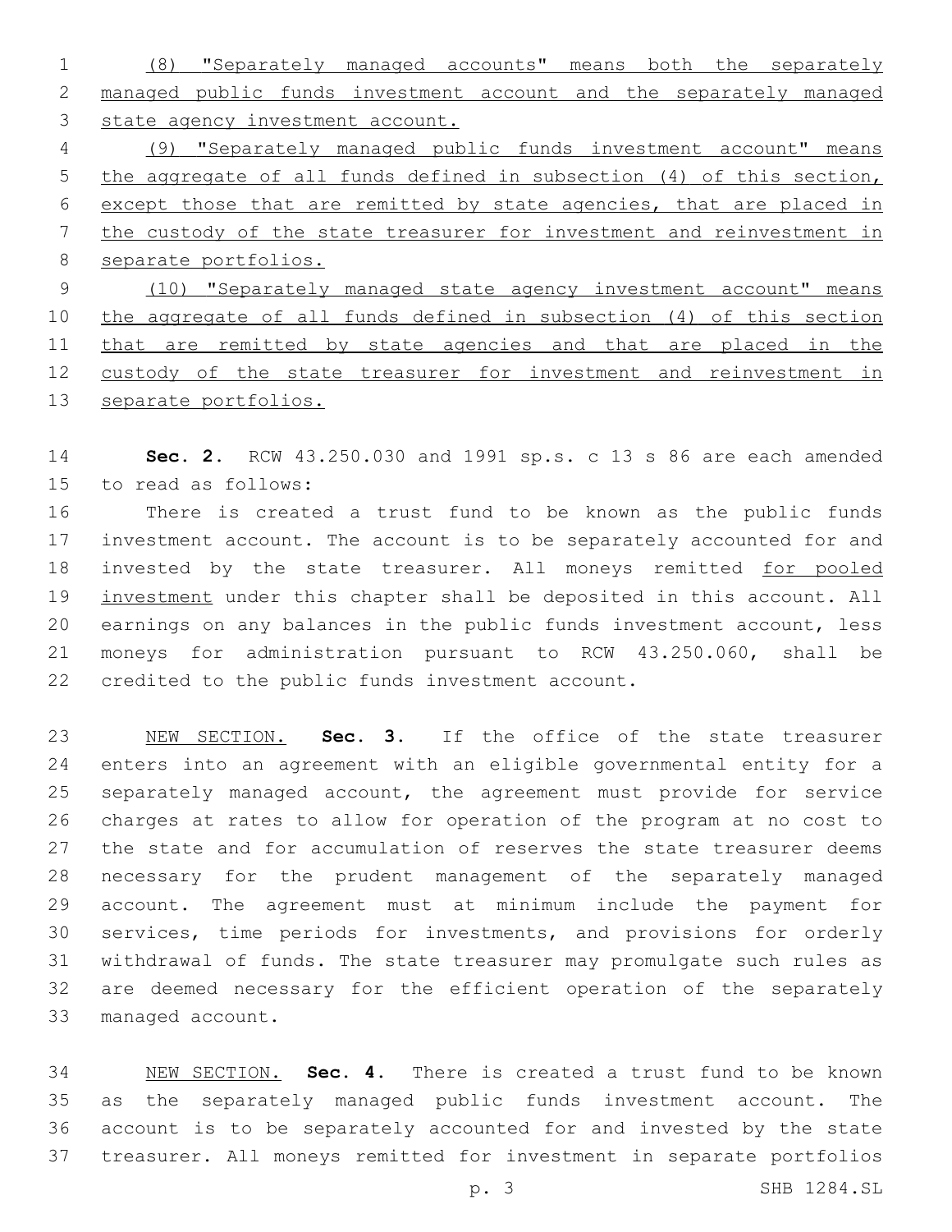(8) "Separately managed accounts" means both the separately managed public funds investment account and the separately managed state agency investment account.

(9) "Separately managed public funds investment account" means the aggregate of all funds defined in subsection (4) of this section, except those that are remitted by state agencies, that are placed in the custody of the state treasurer for investment and reinvestment in separate portfolios.

(10) "Separately managed state agency investment account" means the aggregate of all funds defined in subsection (4) of this section that are remitted by state agencies and that are placed in the custody of the state treasurer for investment and reinvestment in separate portfolios.

**Sec. 2.** RCW 43.250.030 and 1991 sp.s. c 13 s 86 are each amended to read as follows:

There is created a trust fund to be known as the public funds investment account. The account is to be separately accounted for and invested by the state treasurer. All moneys remitted for pooled investment under this chapter shall be deposited in this account. All earnings on any balances in the public funds investment account, less moneys for administration pursuant to RCW 43.250.060, shall be credited to the public funds investment account.

NEW SECTION. **Sec. 3.** If the office of the state treasurer enters into an agreement with an eligible governmental entity for a separately managed account, the agreement must provide for service charges at rates to allow for operation of the program at no cost to the state and for accumulation of reserves the state treasurer deems necessary for the prudent management of the separately managed account. The agreement must at minimum include the payment for services, time periods for investments, and provisions for orderly withdrawal of funds. The state treasurer may promulgate such rules as are deemed necessary for the efficient operation of the separately managed account.

NEW SECTION. **Sec. 4.** There is created a trust fund to be known as the separately managed public funds investment account. The account is to be separately accounted for and invested by the state treasurer. All moneys remitted for investment in separate portfolios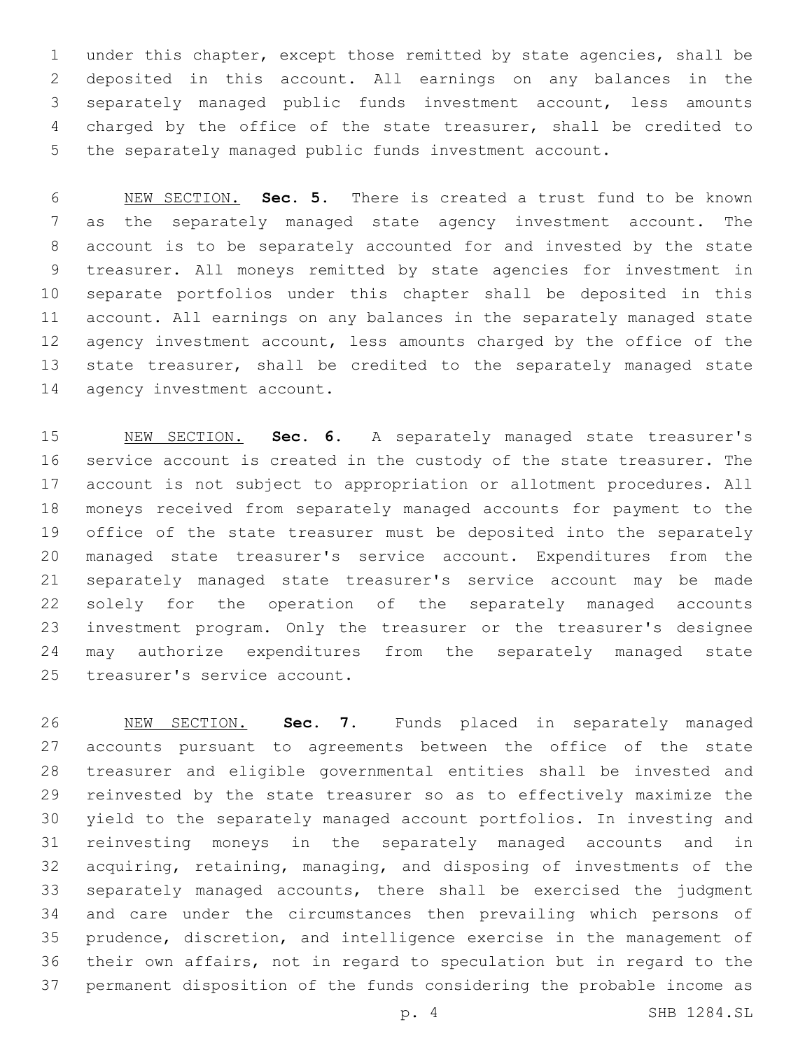under this chapter, except those remitted by state agencies, shall be deposited in this account. All earnings on any balances in the separately managed public funds investment account, less amounts charged by the office of the state treasurer, shall be credited to the separately managed public funds investment account.

NEW SECTION. **Sec. 5.** There is created a trust fund to be known as the separately managed state agency investment account. The account is to be separately accounted for and invested by the state treasurer. All moneys remitted by state agencies for investment in separate portfolios under this chapter shall be deposited in this account. All earnings on any balances in the separately managed state agency investment account, less amounts charged by the office of the state treasurer, shall be credited to the separately managed state agency investment account.

NEW SECTION. **Sec. 6.** A separately managed state treasurer's service account is created in the custody of the state treasurer. The account is not subject to appropriation or allotment procedures. All moneys received from separately managed accounts for payment to the office of the state treasurer must be deposited into the separately managed state treasurer's service account. Expenditures from the separately managed state treasurer's service account may be made solely for the operation of the separately managed accounts investment program. Only the treasurer or the treasurer's designee may authorize expenditures from the separately managed state treasurer's service account.

NEW SECTION. **Sec. 7.** Funds placed in separately managed accounts pursuant to agreements between the office of the state treasurer and eligible governmental entities shall be invested and reinvested by the state treasurer so as to effectively maximize the yield to the separately managed account portfolios. In investing and reinvesting moneys in the separately managed accounts and in acquiring, retaining, managing, and disposing of investments of the separately managed accounts, there shall be exercised the judgment and care under the circumstances then prevailing which persons of prudence, discretion, and intelligence exercise in the management of their own affairs, not in regard to speculation but in regard to the permanent disposition of the funds considering the probable income as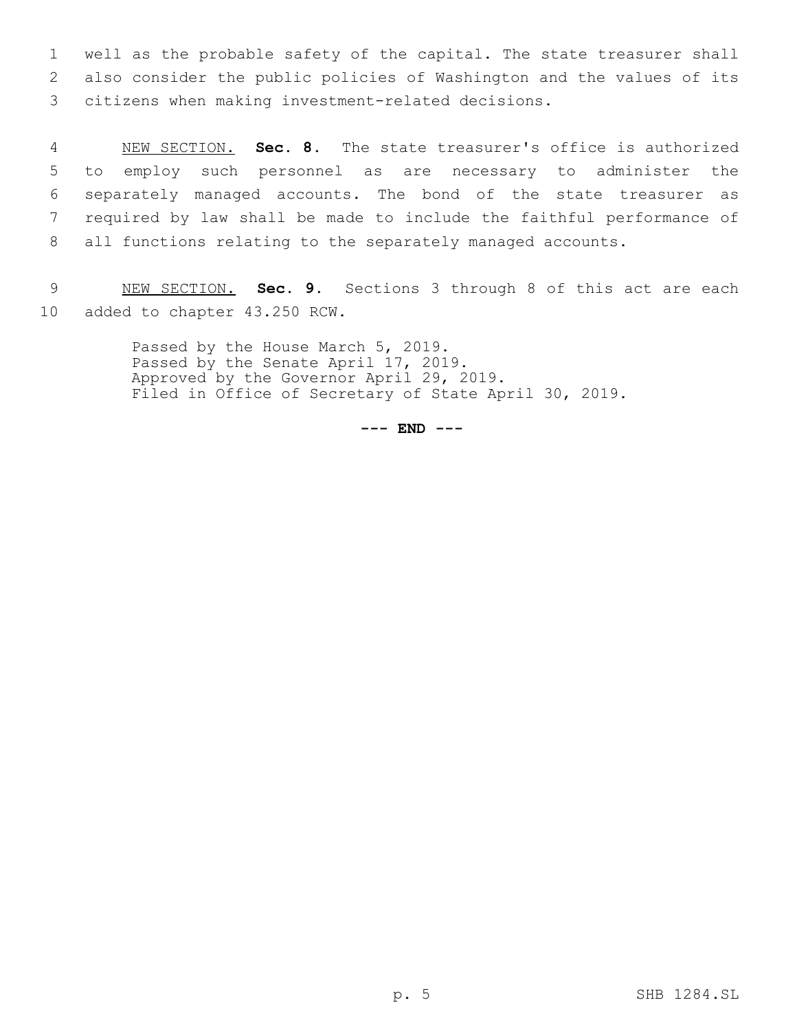well as the probable safety of the capital. The state treasurer shall also consider the public policies of Washington and the values of its citizens when making investment-related decisions.

NEW SECTION. **Sec. 8.** The state treasurer's office is authorized to employ such personnel as are necessary to administer the separately managed accounts. The bond of the state treasurer as required by law shall be made to include the faithful performance of all functions relating to the separately managed accounts.

NEW SECTION. **Sec. 9.** Sections 3 through 8 of this act are each added to chapter 43.250 RCW.

Passed by the House March 5, 2019.
Passed by the Senate April 17, 2019.
Approved by the Governor April 29, 2019.
Filed in Office of Secretary of State April 30, 2019.

**--- END ---**